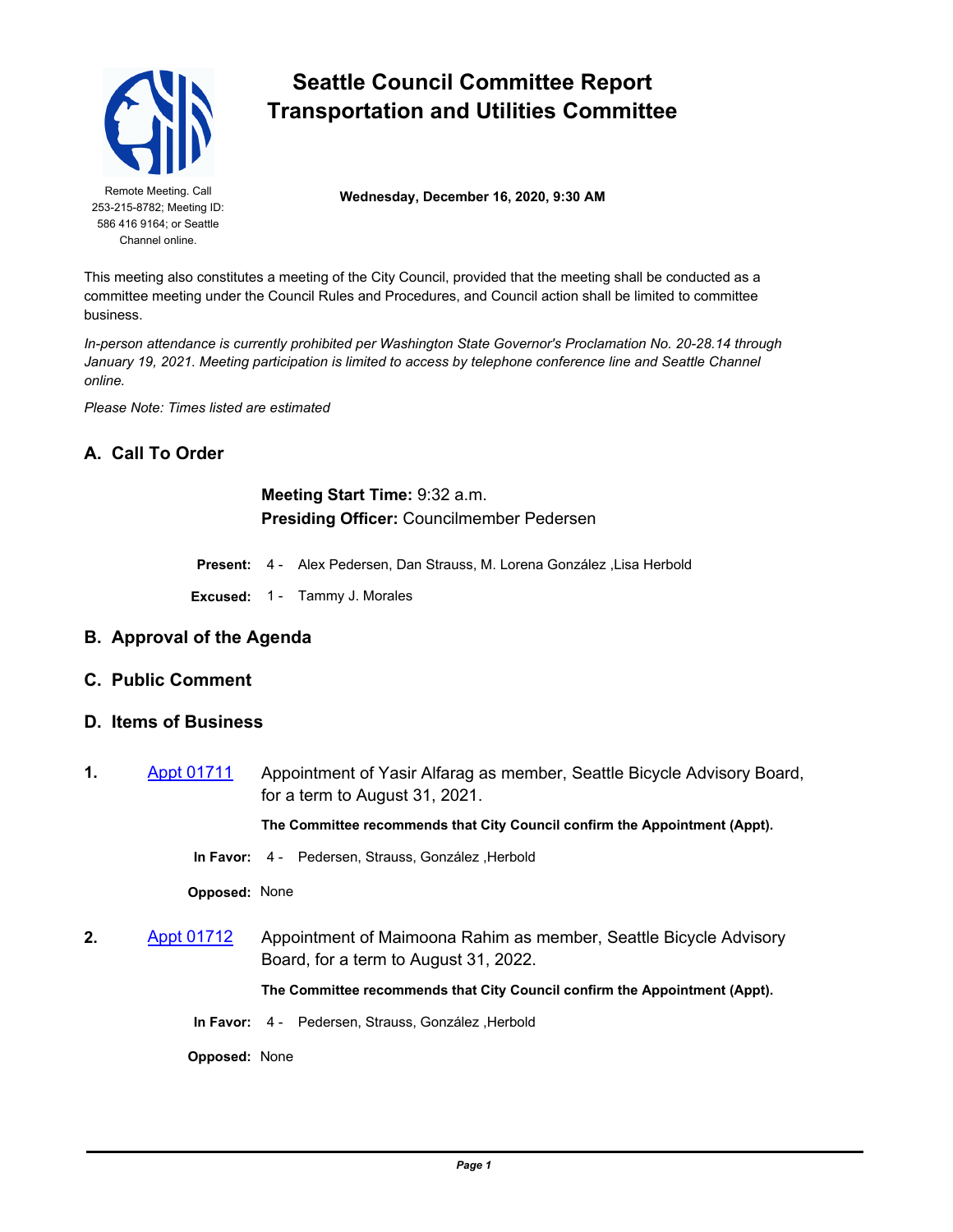# Seattle Council Committee Report
# Transportation and Utilities Committee

Remote Meeting. Call 253-215-8782; Meeting ID: 586 416 9164; or Seattle Channel online.

**Wednesday, December 16, 2020, 9:30 AM**

This meeting also constitutes a meeting of the City Council, provided that the meeting shall be conducted as a committee meeting under the Council Rules and Procedures, and Council action shall be limited to committee business.

*In-person attendance is currently prohibited per Washington State Governor's Proclamation No. 20-28.14 through January 19, 2021. Meeting participation is limited to access by telephone conference line and Seattle Channel online.*

*Please Note: Times listed are estimated*

## A. Call To Order

**Meeting Start Time:** 9:32 a.m.
**Presiding Officer:** Councilmember Pedersen

**Present:** 4 - Alex Pedersen, Dan Strauss, M. Lorena González ,Lisa Herbold

**Excused:** 1 - Tammy J. Morales

## B. Approval of the Agenda

## C. Public Comment

## D. Items of Business

**1.** Appt 01711 Appointment of Yasir Alfarag as member, Seattle Bicycle Advisory Board, for a term to August 31, 2021.

**The Committee recommends that City Council confirm the Appointment (Appt).**

**In Favor:** 4 - Pedersen, Strauss, González ,Herbold

**Opposed:** None

**2.** Appt 01712 Appointment of Maimoona Rahim as member, Seattle Bicycle Advisory Board, for a term to August 31, 2022.

**The Committee recommends that City Council confirm the Appointment (Appt).**

**In Favor:** 4 - Pedersen, Strauss, González ,Herbold

**Opposed:** None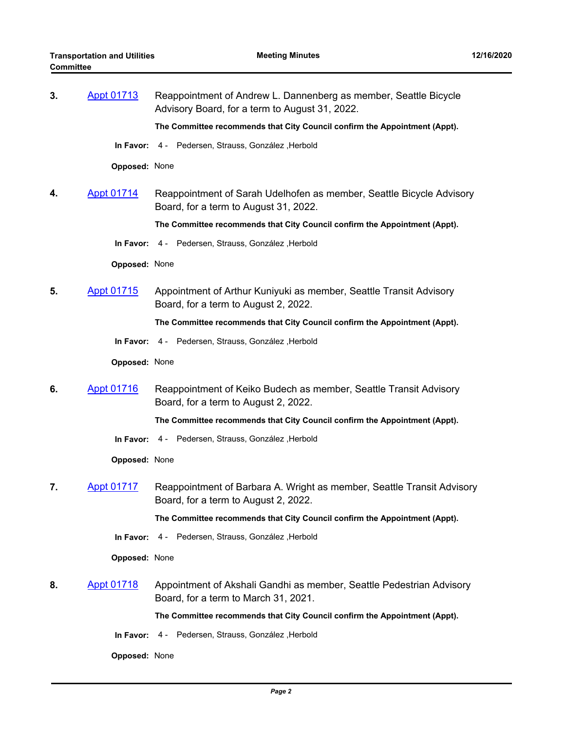**3.** [Appt 01713](#) Reappointment of Andrew L. Dannenberg as member, Seattle Bicycle Advisory Board, for a term to August 31, 2022.

**The Committee recommends that City Council confirm the Appointment (Appt).**

**In Favor:** 4 - Pedersen, Strauss, González ,Herbold

**Opposed:** None

**4.** [Appt 01714](#) Reappointment of Sarah Udelhofen as member, Seattle Bicycle Advisory Board, for a term to August 31, 2022.

**The Committee recommends that City Council confirm the Appointment (Appt).**

**In Favor:** 4 - Pedersen, Strauss, González ,Herbold

**Opposed:** None

**5.** [Appt 01715](#) Appointment of Arthur Kuniyuki as member, Seattle Transit Advisory Board, for a term to August 2, 2022.

**The Committee recommends that City Council confirm the Appointment (Appt).**

**In Favor:** 4 - Pedersen, Strauss, González ,Herbold

**Opposed:** None

**6.** [Appt 01716](#) Reappointment of Keiko Budech as member, Seattle Transit Advisory Board, for a term to August 2, 2022.

**The Committee recommends that City Council confirm the Appointment (Appt).**

**In Favor:** 4 - Pedersen, Strauss, González ,Herbold

**Opposed:** None

**7.** [Appt 01717](#) Reappointment of Barbara A. Wright as member, Seattle Transit Advisory Board, for a term to August 2, 2022.

**The Committee recommends that City Council confirm the Appointment (Appt).**

**In Favor:** 4 - Pedersen, Strauss, González ,Herbold

**Opposed:** None

**8.** [Appt 01718](#) Appointment of Akshali Gandhi as member, Seattle Pedestrian Advisory Board, for a term to March 31, 2021.

**The Committee recommends that City Council confirm the Appointment (Appt).**

**In Favor:** 4 - Pedersen, Strauss, González ,Herbold

**Opposed:** None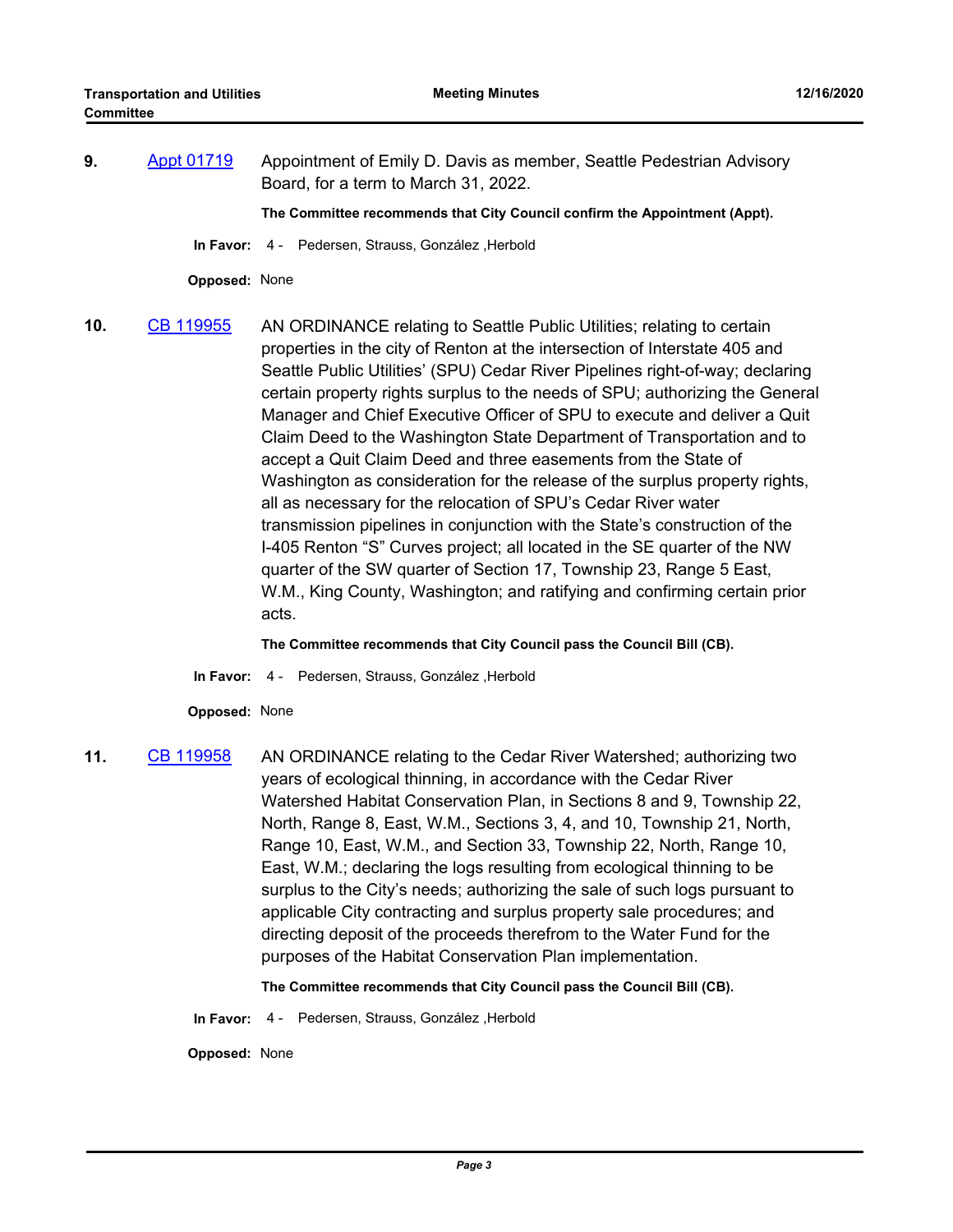**9.** Appt 01719 Appointment of Emily D. Davis as member, Seattle Pedestrian Advisory Board, for a term to March 31, 2022.

**The Committee recommends that City Council confirm the Appointment (Appt).**

**In Favor:** 4 - Pedersen, Strauss, González ,Herbold

**Opposed:** None

**10.** CB 119955 AN ORDINANCE relating to Seattle Public Utilities; relating to certain properties in the city of Renton at the intersection of Interstate 405 and Seattle Public Utilities' (SPU) Cedar River Pipelines right-of-way; declaring certain property rights surplus to the needs of SPU; authorizing the General Manager and Chief Executive Officer of SPU to execute and deliver a Quit Claim Deed to the Washington State Department of Transportation and to accept a Quit Claim Deed and three easements from the State of Washington as consideration for the release of the surplus property rights, all as necessary for the relocation of SPU's Cedar River water transmission pipelines in conjunction with the State's construction of the I-405 Renton "S" Curves project; all located in the SE quarter of the NW quarter of the SW quarter of Section 17, Township 23, Range 5 East, W.M., King County, Washington; and ratifying and confirming certain prior acts.

**The Committee recommends that City Council pass the Council Bill (CB).**

**In Favor:** 4 - Pedersen, Strauss, González ,Herbold

**Opposed:** None

**11.** CB 119958 AN ORDINANCE relating to the Cedar River Watershed; authorizing two years of ecological thinning, in accordance with the Cedar River Watershed Habitat Conservation Plan, in Sections 8 and 9, Township 22, North, Range 8, East, W.M., Sections 3, 4, and 10, Township 21, North, Range 10, East, W.M., and Section 33, Township 22, North, Range 10, East, W.M.; declaring the logs resulting from ecological thinning to be surplus to the City's needs; authorizing the sale of such logs pursuant to applicable City contracting and surplus property sale procedures; and directing deposit of the proceeds therefrom to the Water Fund for the purposes of the Habitat Conservation Plan implementation.

**The Committee recommends that City Council pass the Council Bill (CB).**

**In Favor:** 4 - Pedersen, Strauss, González ,Herbold

**Opposed:** None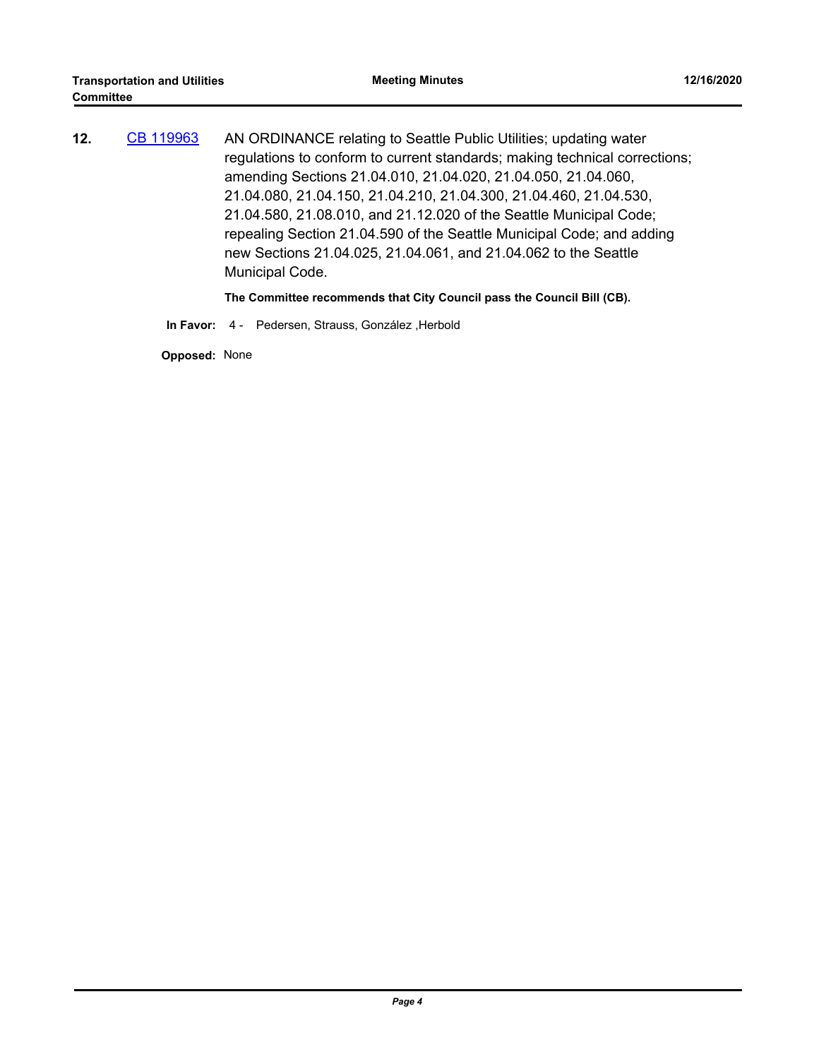**12.** [CB 119963](CB 119963) AN ORDINANCE relating to Seattle Public Utilities; updating water regulations to conform to current standards; making technical corrections; amending Sections 21.04.010, 21.04.020, 21.04.050, 21.04.060, 21.04.080, 21.04.150, 21.04.210, 21.04.300, 21.04.460, 21.04.530, 21.04.580, 21.08.010, and 21.12.020 of the Seattle Municipal Code; repealing Section 21.04.590 of the Seattle Municipal Code; and adding new Sections 21.04.025, 21.04.061, and 21.04.062 to the Seattle Municipal Code.

**The Committee recommends that City Council pass the Council Bill (CB).**

**In Favor:** 4 - Pedersen, Strauss, González ,Herbold

**Opposed:** None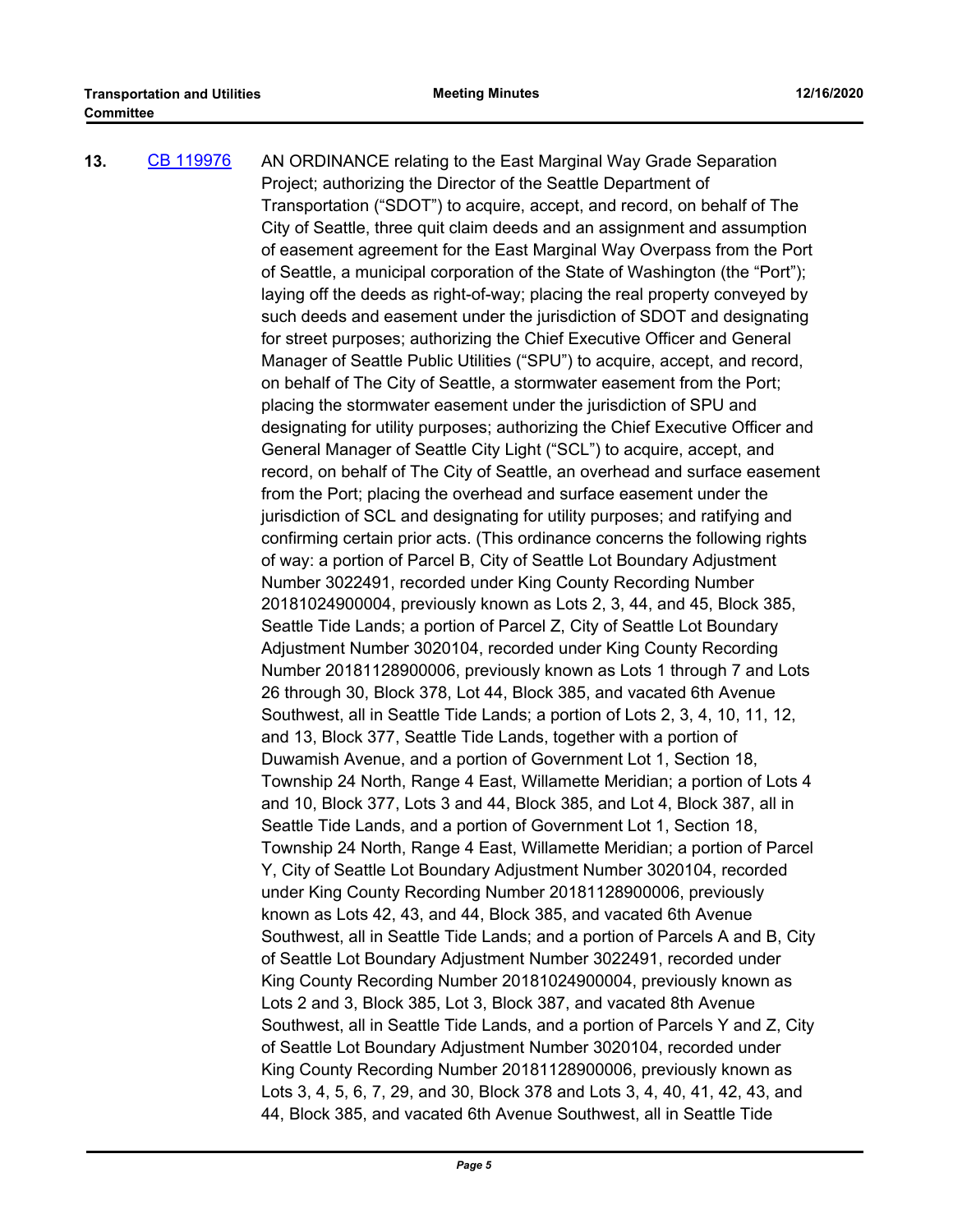**13.** [CB 119976](CB 119976) AN ORDINANCE relating to the East Marginal Way Grade Separation Project; authorizing the Director of the Seattle Department of Transportation ("SDOT") to acquire, accept, and record, on behalf of The City of Seattle, three quit claim deeds and an assignment and assumption of easement agreement for the East Marginal Way Overpass from the Port of Seattle, a municipal corporation of the State of Washington (the "Port"); laying off the deeds as right-of-way; placing the real property conveyed by such deeds and easement under the jurisdiction of SDOT and designating for street purposes; authorizing the Chief Executive Officer and General Manager of Seattle Public Utilities ("SPU") to acquire, accept, and record, on behalf of The City of Seattle, a stormwater easement from the Port; placing the stormwater easement under the jurisdiction of SPU and designating for utility purposes; authorizing the Chief Executive Officer and General Manager of Seattle City Light ("SCL") to acquire, accept, and record, on behalf of The City of Seattle, an overhead and surface easement from the Port; placing the overhead and surface easement under the jurisdiction of SCL and designating for utility purposes; and ratifying and confirming certain prior acts. (This ordinance concerns the following rights of way: a portion of Parcel B, City of Seattle Lot Boundary Adjustment Number 3022491, recorded under King County Recording Number 20181024900004, previously known as Lots 2, 3, 44, and 45, Block 385, Seattle Tide Lands; a portion of Parcel Z, City of Seattle Lot Boundary Adjustment Number 3020104, recorded under King County Recording Number 20181128900006, previously known as Lots 1 through 7 and Lots 26 through 30, Block 378, Lot 44, Block 385, and vacated 6th Avenue Southwest, all in Seattle Tide Lands; a portion of Lots 2, 3, 4, 10, 11, 12, and 13, Block 377, Seattle Tide Lands, together with a portion of Duwamish Avenue, and a portion of Government Lot 1, Section 18, Township 24 North, Range 4 East, Willamette Meridian; a portion of Lots 4 and 10, Block 377, Lots 3 and 44, Block 385, and Lot 4, Block 387, all in Seattle Tide Lands, and a portion of Government Lot 1, Section 18, Township 24 North, Range 4 East, Willamette Meridian; a portion of Parcel Y, City of Seattle Lot Boundary Adjustment Number 3020104, recorded under King County Recording Number 20181128900006, previously known as Lots 42, 43, and 44, Block 385, and vacated 6th Avenue Southwest, all in Seattle Tide Lands; and a portion of Parcels A and B, City of Seattle Lot Boundary Adjustment Number 3022491, recorded under King County Recording Number 20181024900004, previously known as Lots 2 and 3, Block 385, Lot 3, Block 387, and vacated 8th Avenue Southwest, all in Seattle Tide Lands, and a portion of Parcels Y and Z, City of Seattle Lot Boundary Adjustment Number 3020104, recorded under King County Recording Number 20181128900006, previously known as Lots 3, 4, 5, 6, 7, 29, and 30, Block 378 and Lots 3, 4, 40, 41, 42, 43, and 44, Block 385, and vacated 6th Avenue Southwest, all in Seattle Tide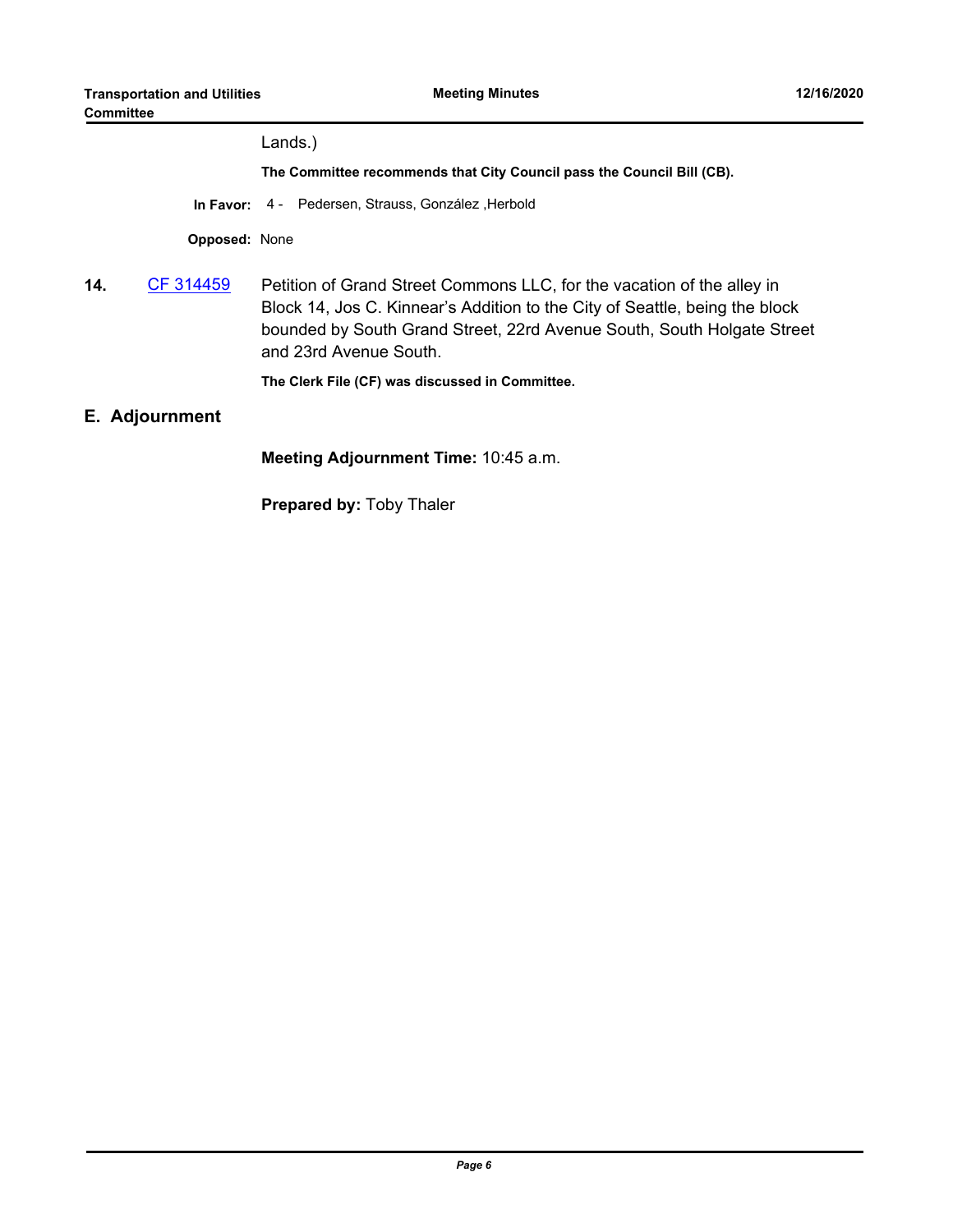Lands.)

**The Committee recommends that City Council pass the Council Bill (CB).**

**In Favor:** 4 - Pedersen, Strauss, González ,Herbold

**Opposed:** None

**14.** [CF 314459] Petition of Grand Street Commons LLC, for the vacation of the alley in Block 14, Jos C. Kinnear's Addition to the City of Seattle, being the block bounded by South Grand Street, 22rd Avenue South, South Holgate Street and 23rd Avenue South.

**The Clerk File (CF) was discussed in Committee.**

## E. Adjournment

**Meeting Adjournment Time:** 10:45 a.m.

**Prepared by:** Toby Thaler